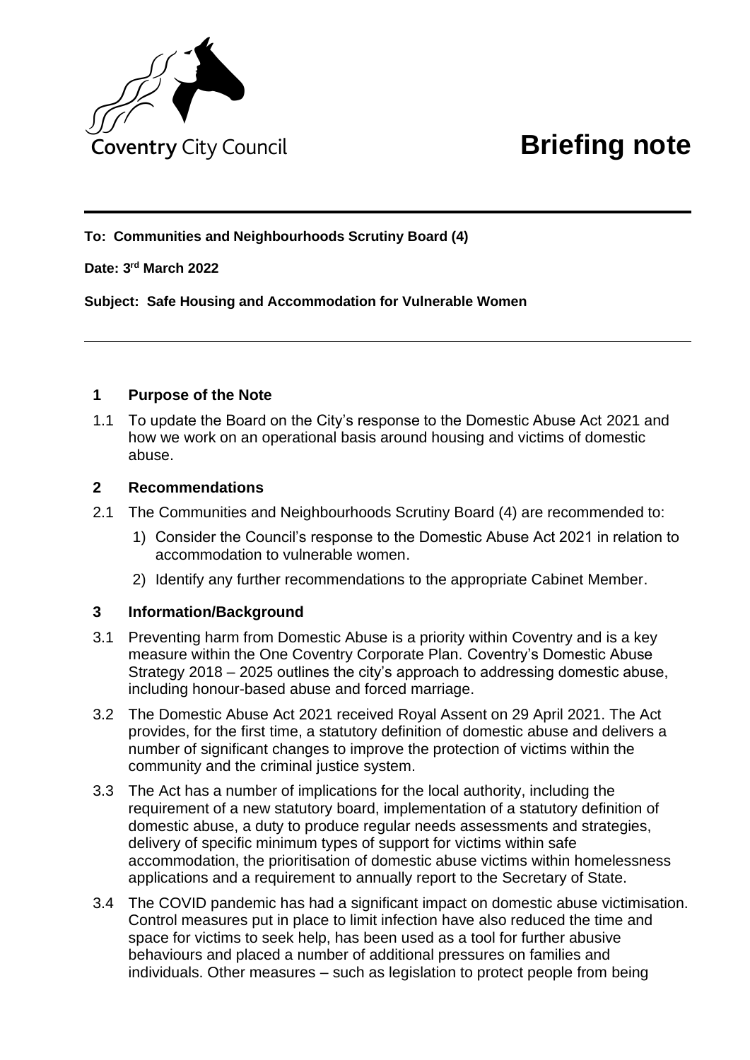Coventry City Council

# Briefing note

**To: Communities and Neighbourhoods Scrutiny Board (4)**

**Date: 3rd March 2022**

**Subject: Safe Housing and Accommodation for Vulnerable Women**

## 1 Purpose of the Note

1.1 To update the Board on the City's response to the Domestic Abuse Act 2021 and how we work on an operational basis around housing and victims of domestic abuse.

## 2 Recommendations

2.1 The Communities and Neighbourhoods Scrutiny Board (4) are recommended to:

1) Consider the Council's response to the Domestic Abuse Act 2021 in relation to accommodation to vulnerable women.
2) Identify any further recommendations to the appropriate Cabinet Member.

## 3 Information/Background

3.1 Preventing harm from Domestic Abuse is a priority within Coventry and is a key measure within the One Coventry Corporate Plan. Coventry's Domestic Abuse Strategy 2018 – 2025 outlines the city's approach to addressing domestic abuse, including honour-based abuse and forced marriage.

3.2 The Domestic Abuse Act 2021 received Royal Assent on 29 April 2021. The Act provides, for the first time, a statutory definition of domestic abuse and delivers a number of significant changes to improve the protection of victims within the community and the criminal justice system.

3.3 The Act has a number of implications for the local authority, including the requirement of a new statutory board, implementation of a statutory definition of domestic abuse, a duty to produce regular needs assessments and strategies, delivery of specific minimum types of support for victims within safe accommodation, the prioritisation of domestic abuse victims within homelessness applications and a requirement to annually report to the Secretary of State.

3.4 The COVID pandemic has had a significant impact on domestic abuse victimisation. Control measures put in place to limit infection have also reduced the time and space for victims to seek help, has been used as a tool for further abusive behaviours and placed a number of additional pressures on families and individuals. Other measures – such as legislation to protect people from being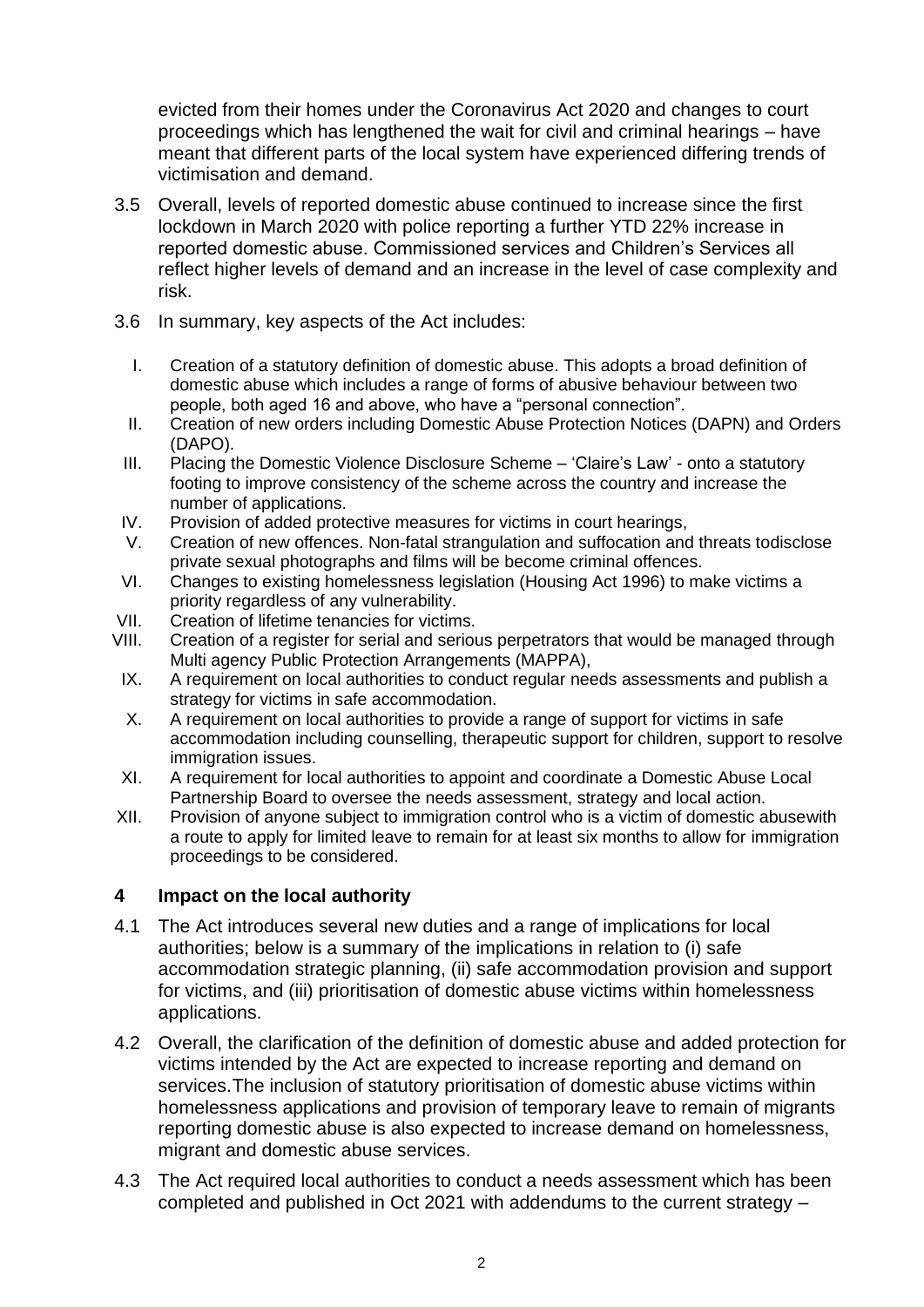evicted from their homes under the Coronavirus Act 2020 and changes to court proceedings which has lengthened the wait for civil and criminal hearings – have meant that different parts of the local system have experienced differing trends of victimisation and demand.

3.5 Overall, levels of reported domestic abuse continued to increase since the first lockdown in March 2020 with police reporting a further YTD 22% increase in reported domestic abuse. Commissioned services and Children's Services all reflect higher levels of demand and an increase in the level of case complexity and risk.

3.6 In summary, key aspects of the Act includes:

I. Creation of a statutory definition of domestic abuse. This adopts a broad definition of domestic abuse which includes a range of forms of abusive behaviour between two people, both aged 16 and above, who have a "personal connection".
II. Creation of new orders including Domestic Abuse Protection Notices (DAPN) and Orders (DAPO).
III. Placing the Domestic Violence Disclosure Scheme – 'Claire's Law' - onto a statutory footing to improve consistency of the scheme across the country and increase the number of applications.
IV. Provision of added protective measures for victims in court hearings,
V. Creation of new offences. Non-fatal strangulation and suffocation and threats todisclose private sexual photographs and films will be become criminal offences.
VI. Changes to existing homelessness legislation (Housing Act 1996) to make victims a priority regardless of any vulnerability.
VII. Creation of lifetime tenancies for victims.
VIII. Creation of a register for serial and serious perpetrators that would be managed through Multi agency Public Protection Arrangements (MAPPA),
IX. A requirement on local authorities to conduct regular needs assessments and publish a strategy for victims in safe accommodation.
X. A requirement on local authorities to provide a range of support for victims in safe accommodation including counselling, therapeutic support for children, support to resolve immigration issues.
XI. A requirement for local authorities to appoint and coordinate a Domestic Abuse Local Partnership Board to oversee the needs assessment, strategy and local action.
XII. Provision of anyone subject to immigration control who is a victim of domestic abusewith a route to apply for limited leave to remain for at least six months to allow for immigration proceedings to be considered.

## 4 Impact on the local authority

4.1 The Act introduces several new duties and a range of implications for local authorities; below is a summary of the implications in relation to (i) safe accommodation strategic planning, (ii) safe accommodation provision and support for victims, and (iii) prioritisation of domestic abuse victims within homelessness applications.

4.2 Overall, the clarification of the definition of domestic abuse and added protection for victims intended by the Act are expected to increase reporting and demand on services.The inclusion of statutory prioritisation of domestic abuse victims within homelessness applications and provision of temporary leave to remain of migrants reporting domestic abuse is also expected to increase demand on homelessness, migrant and domestic abuse services.

4.3 The Act required local authorities to conduct a needs assessment which has been completed and published in Oct 2021 with addendums to the current strategy –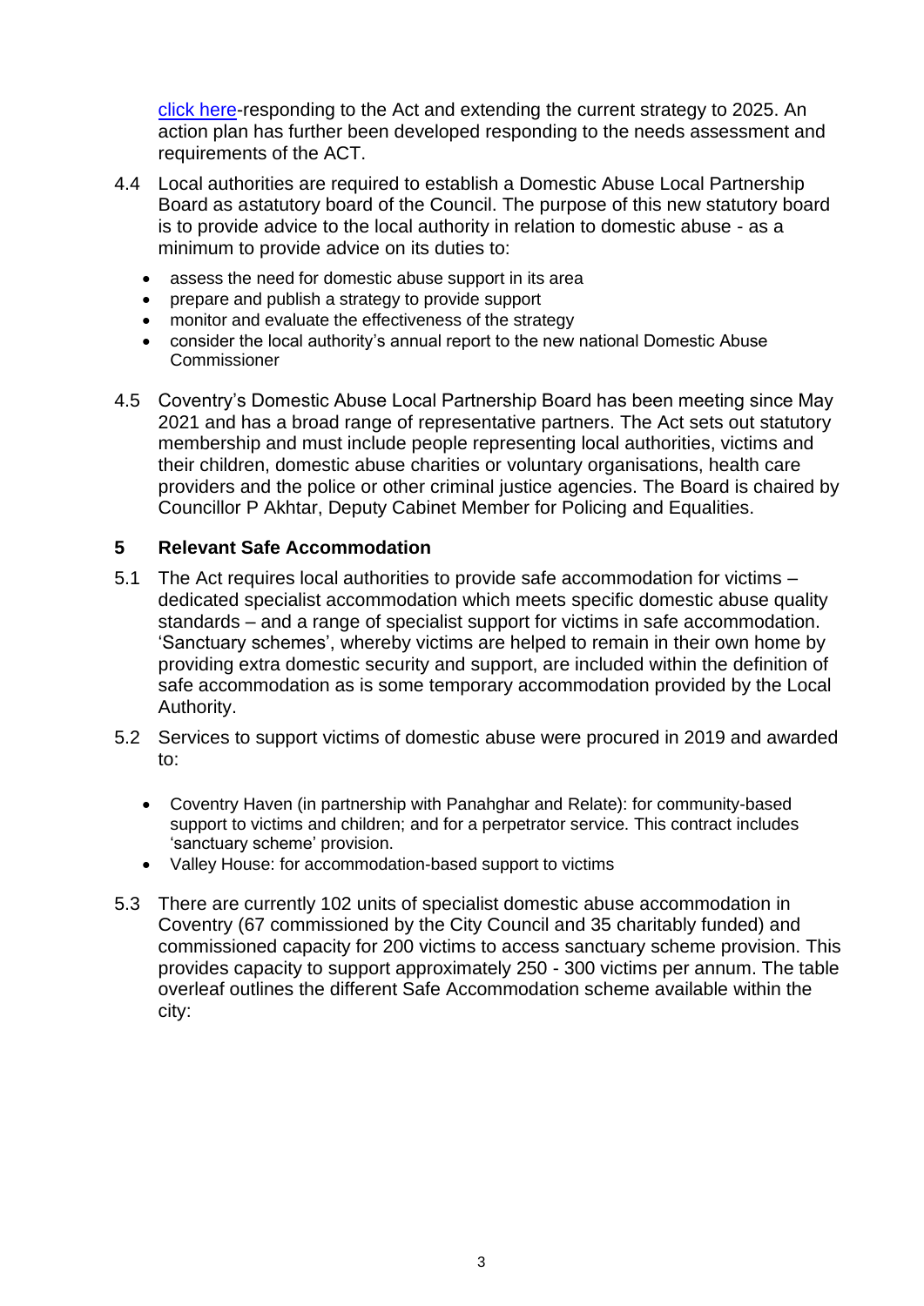click here-responding to the Act and extending the current strategy to 2025. An action plan has further been developed responding to the needs assessment and requirements of the ACT.

4.4 Local authorities are required to establish a Domestic Abuse Local Partnership Board as astatutory board of the Council. The purpose of this new statutory board is to provide advice to the local authority in relation to domestic abuse - as a minimum to provide advice on its duties to:

- assess the need for domestic abuse support in its area
- prepare and publish a strategy to provide support
- monitor and evaluate the effectiveness of the strategy
- consider the local authority's annual report to the new national Domestic Abuse Commissioner

4.5 Coventry's Domestic Abuse Local Partnership Board has been meeting since May 2021 and has a broad range of representative partners. The Act sets out statutory membership and must include people representing local authorities, victims and their children, domestic abuse charities or voluntary organisations, health care providers and the police or other criminal justice agencies. The Board is chaired by Councillor P Akhtar, Deputy Cabinet Member for Policing and Equalities.

## 5 Relevant Safe Accommodation

5.1 The Act requires local authorities to provide safe accommodation for victims – dedicated specialist accommodation which meets specific domestic abuse quality standards – and a range of specialist support for victims in safe accommodation. 'Sanctuary schemes', whereby victims are helped to remain in their own home by providing extra domestic security and support, are included within the definition of safe accommodation as is some temporary accommodation provided by the Local Authority.

5.2 Services to support victims of domestic abuse were procured in 2019 and awarded to:

- Coventry Haven (in partnership with Panahghar and Relate): for community-based support to victims and children; and for a perpetrator service. This contract includes 'sanctuary scheme' provision.
- Valley House: for accommodation-based support to victims

5.3 There are currently 102 units of specialist domestic abuse accommodation in Coventry (67 commissioned by the City Council and 35 charitably funded) and commissioned capacity for 200 victims to access sanctuary scheme provision. This provides capacity to support approximately 250 - 300 victims per annum. The table overleaf outlines the different Safe Accommodation scheme available within the city: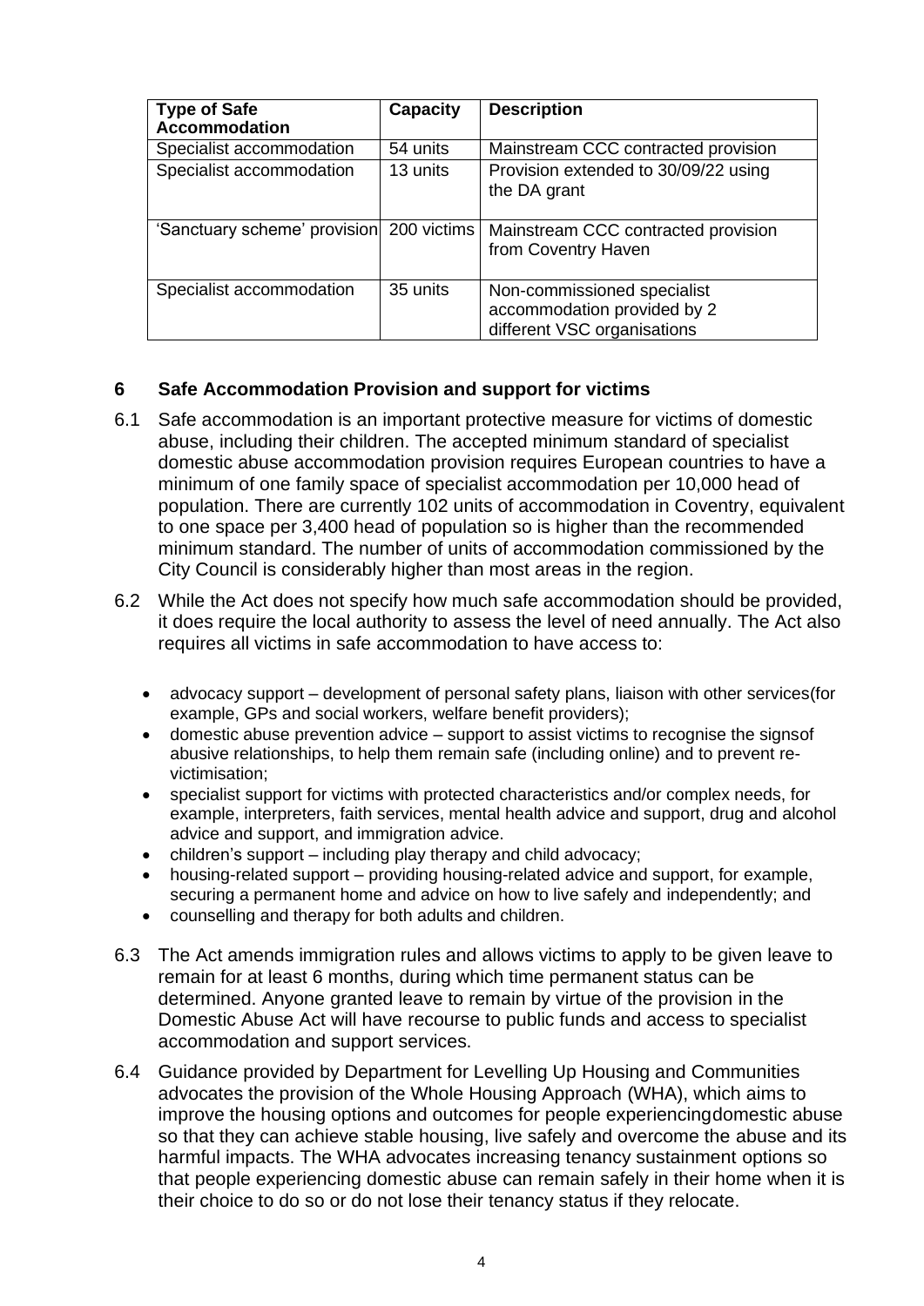| Type of Safe Accommodation | Capacity | Description |
|---|---|---|
| Specialist accommodation | 54 units | Mainstream CCC contracted provision |
| Specialist accommodation | 13 units | Provision extended to 30/09/22 using the DA grant |
| 'Sanctuary scheme' provision | 200 victims | Mainstream CCC contracted provision from Coventry Haven |
| Specialist accommodation | 35 units | Non-commissioned specialist accommodation provided by 2 different VSC organisations |

## 6 Safe Accommodation Provision and support for victims

6.1 Safe accommodation is an important protective measure for victims of domestic abuse, including their children. The accepted minimum standard of specialist domestic abuse accommodation provision requires European countries to have a minimum of one family space of specialist accommodation per 10,000 head of population. There are currently 102 units of accommodation in Coventry, equivalent to one space per 3,400 head of population so is higher than the recommended minimum standard. The number of units of accommodation commissioned by the City Council is considerably higher than most areas in the region.

6.2 While the Act does not specify how much safe accommodation should be provided, it does require the local authority to assess the level of need annually. The Act also requires all victims in safe accommodation to have access to:

- advocacy support – development of personal safety plans, liaison with other services(for example, GPs and social workers, welfare benefit providers);
- domestic abuse prevention advice – support to assist victims to recognise the signsof abusive relationships, to help them remain safe (including online) and to prevent re-victimisation;
- specialist support for victims with protected characteristics and/or complex needs, for example, interpreters, faith services, mental health advice and support, drug and alcohol advice and support, and immigration advice.
- children's support – including play therapy and child advocacy;
- housing-related support – providing housing-related advice and support, for example, securing a permanent home and advice on how to live safely and independently; and
- counselling and therapy for both adults and children.

6.3 The Act amends immigration rules and allows victims to apply to be given leave to remain for at least 6 months, during which time permanent status can be determined. Anyone granted leave to remain by virtue of the provision in the Domestic Abuse Act will have recourse to public funds and access to specialist accommodation and support services.

6.4 Guidance provided by Department for Levelling Up Housing and Communities advocates the provision of the Whole Housing Approach (WHA), which aims to improve the housing options and outcomes for people experiencingdomestic abuse so that they can achieve stable housing, live safely and overcome the abuse and its harmful impacts. The WHA advocates increasing tenancy sustainment options so that people experiencing domestic abuse can remain safely in their home when it is their choice to do so or do not lose their tenancy status if they relocate.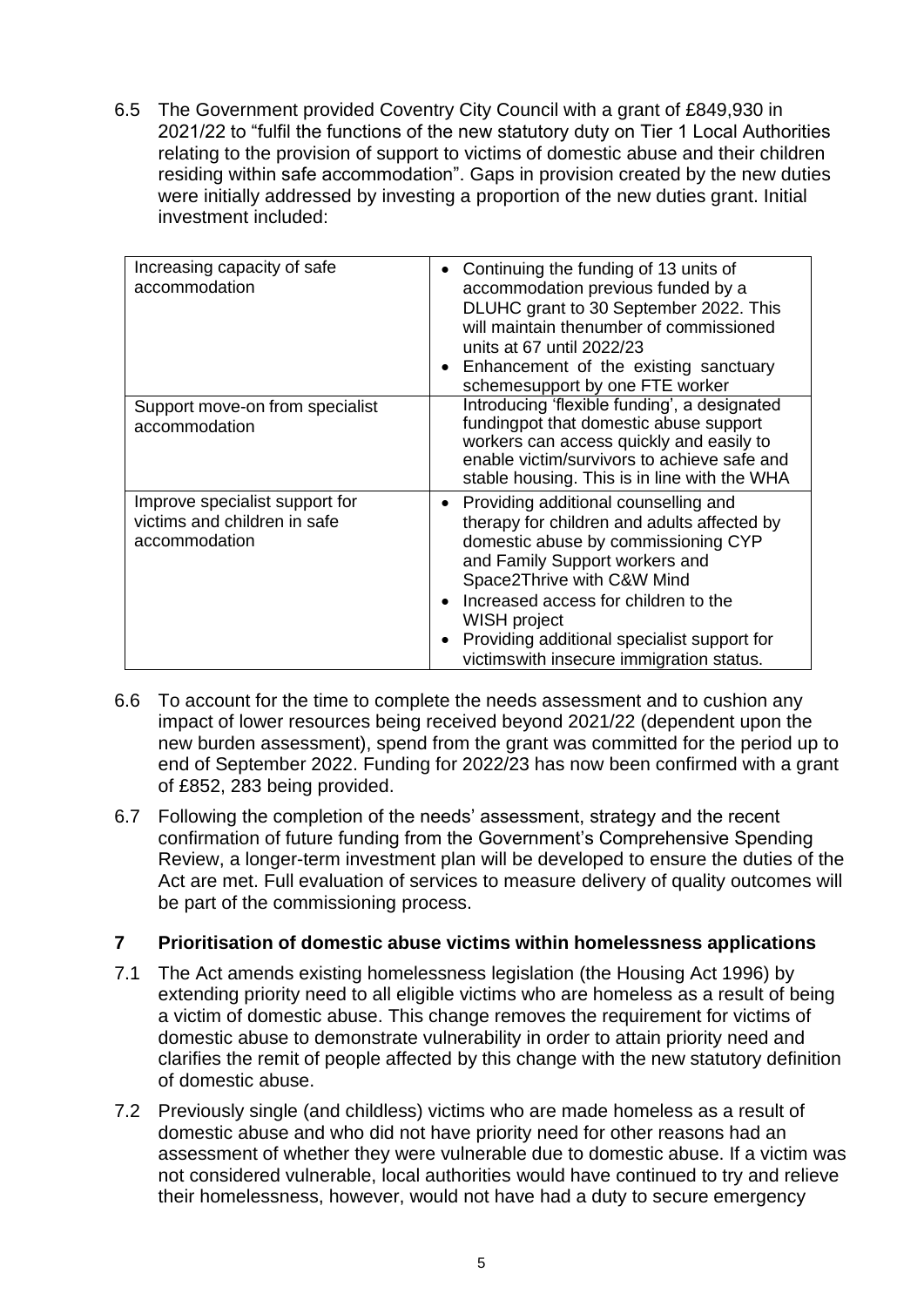6.5 The Government provided Coventry City Council with a grant of £849,930 in 2021/22 to "fulfil the functions of the new statutory duty on Tier 1 Local Authorities relating to the provision of support to victims of domestic abuse and their children residing within safe accommodation". Gaps in provision created by the new duties were initially addressed by investing a proportion of the new duties grant. Initial investment included:

| | |
|---|---|
| Increasing capacity of safe accommodation | • Continuing the funding of 13 units of accommodation previous funded by a DLUHC grant to 30 September 2022. This will maintain thenumber of commissioned units at 67 until 2022/23<br>• Enhancement of the existing sanctuary schemesupport by one FTE worker |
| Support move-on from specialist accommodation | Introducing 'flexible funding', a designated fundingpot that domestic abuse support workers can access quickly and easily to enable victim/survivors to achieve safe and stable housing. This is in line with the WHA |
| Improve specialist support for victims and children in safe accommodation | • Providing additional counselling and therapy for children and adults affected by domestic abuse by commissioning CYP and Family Support workers and Space2Thrive with C&W Mind<br>• Increased access for children to the WISH project<br>• Providing additional specialist support for victimswith insecure immigration status. |

6.6 To account for the time to complete the needs assessment and to cushion any impact of lower resources being received beyond 2021/22 (dependent upon the new burden assessment), spend from the grant was committed for the period up to end of September 2022. Funding for 2022/23 has now been confirmed with a grant of £852, 283 being provided.

6.7 Following the completion of the needs' assessment, strategy and the recent confirmation of future funding from the Government's Comprehensive Spending Review, a longer-term investment plan will be developed to ensure the duties of the Act are met. Full evaluation of services to measure delivery of quality outcomes will be part of the commissioning process.

## 7 Prioritisation of domestic abuse victims within homelessness applications

7.1 The Act amends existing homelessness legislation (the Housing Act 1996) by extending priority need to all eligible victims who are homeless as a result of being a victim of domestic abuse. This change removes the requirement for victims of domestic abuse to demonstrate vulnerability in order to attain priority need and clarifies the remit of people affected by this change with the new statutory definition of domestic abuse.

7.2 Previously single (and childless) victims who are made homeless as a result of domestic abuse and who did not have priority need for other reasons had an assessment of whether they were vulnerable due to domestic abuse. If a victim was not considered vulnerable, local authorities would have continued to try and relieve their homelessness, however, would not have had a duty to secure emergency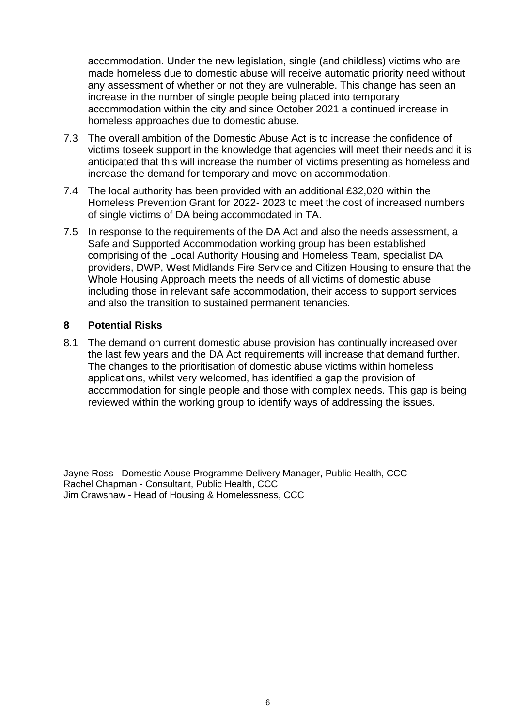accommodation. Under the new legislation, single (and childless) victims who are made homeless due to domestic abuse will receive automatic priority need without any assessment of whether or not they are vulnerable. This change has seen an increase in the number of single people being placed into temporary accommodation within the city and since October 2021 a continued increase in homeless approaches due to domestic abuse.

7.3 The overall ambition of the Domestic Abuse Act is to increase the confidence of victims toseek support in the knowledge that agencies will meet their needs and it is anticipated that this will increase the number of victims presenting as homeless and increase the demand for temporary and move on accommodation.

7.4 The local authority has been provided with an additional £32,020 within the Homeless Prevention Grant for 2022- 2023 to meet the cost of increased numbers of single victims of DA being accommodated in TA.

7.5 In response to the requirements of the DA Act and also the needs assessment, a Safe and Supported Accommodation working group has been established comprising of the Local Authority Housing and Homeless Team, specialist DA providers, DWP, West Midlands Fire Service and Citizen Housing to ensure that the Whole Housing Approach meets the needs of all victims of domestic abuse including those in relevant safe accommodation, their access to support services and also the transition to sustained permanent tenancies.

## 8 Potential Risks

8.1 The demand on current domestic abuse provision has continually increased over the last few years and the DA Act requirements will increase that demand further. The changes to the prioritisation of domestic abuse victims within homeless applications, whilst very welcomed, has identified a gap the provision of accommodation for single people and those with complex needs. This gap is being reviewed within the working group to identify ways of addressing the issues.

Jayne Ross - Domestic Abuse Programme Delivery Manager, Public Health, CCC
Rachel Chapman - Consultant, Public Health, CCC
Jim Crawshaw - Head of Housing & Homelessness, CCC